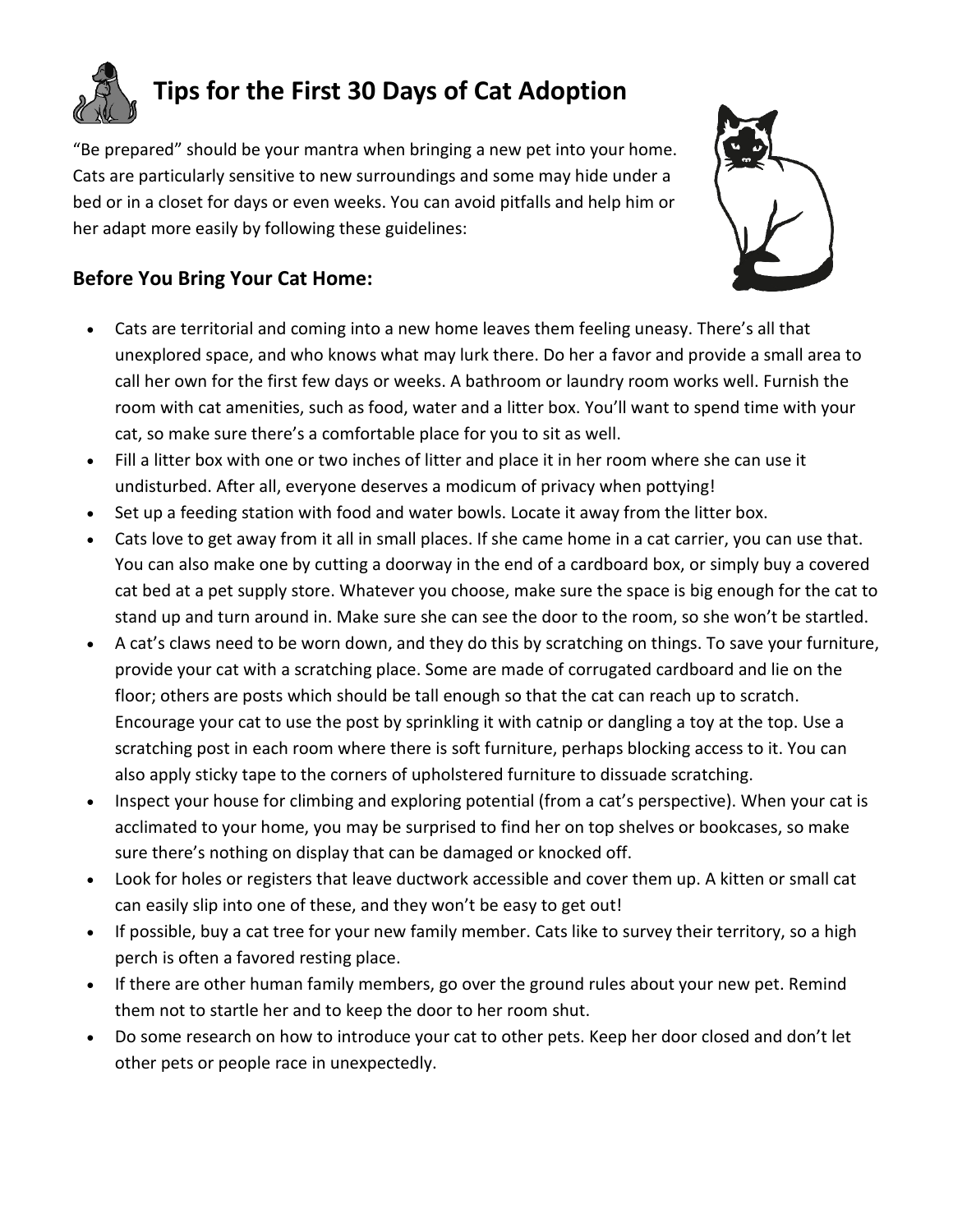# Tips for the First 30 Days of Cat Adoption

"Be prepared" should be your mantra when bringing a new pet into your home. Cats are particularly sensitive to new surroundings and some may hide under a bed or in a closet for days or even weeks. You can avoid pitfalls and help him or her adapt more easily by following these guidelines:

## Before You Bring Your Cat Home:

- Cats are territorial and coming into a new home leaves them feeling uneasy. There's all that unexplored space, and who knows what may lurk there. Do her a favor and provide a small area to call her own for the first few days or weeks. A bathroom or laundry room works well. Furnish the room with cat amenities, such as food, water and a litter box. You'll want to spend time with your cat, so make sure there's a comfortable place for you to sit as well.
- Fill a litter box with one or two inches of litter and place it in her room where she can use it undisturbed. After all, everyone deserves a modicum of privacy when pottying!
- Set up a feeding station with food and water bowls. Locate it away from the litter box.
- Cats love to get away from it all in small places. If she came home in a cat carrier, you can use that. You can also make one by cutting a doorway in the end of a cardboard box, or simply buy a covered cat bed at a pet supply store. Whatever you choose, make sure the space is big enough for the cat to stand up and turn around in. Make sure she can see the door to the room, so she won't be startled.
- A cat's claws need to be worn down, and they do this by scratching on things. To save your furniture, provide your cat with a scratching place. Some are made of corrugated cardboard and lie on the floor; others are posts which should be tall enough so that the cat can reach up to scratch. Encourage your cat to use the post by sprinkling it with catnip or dangling a toy at the top. Use a scratching post in each room where there is soft furniture, perhaps blocking access to it. You can also apply sticky tape to the corners of upholstered furniture to dissuade scratching.
- Inspect your house for climbing and exploring potential (from a cat's perspective). When your cat is acclimated to your home, you may be surprised to find her on top shelves or bookcases, so make sure there's nothing on display that can be damaged or knocked off.
- Look for holes or registers that leave ductwork accessible and cover them up. A kitten or small cat can easily slip into one of these, and they won't be easy to get out!
- If possible, buy a cat tree for your new family member. Cats like to survey their territory, so a high perch is often a favored resting place.
- If there are other human family members, go over the ground rules about your new pet. Remind them not to startle her and to keep the door to her room shut.
- Do some research on how to introduce your cat to other pets. Keep her door closed and don't let other pets or people race in unexpectedly.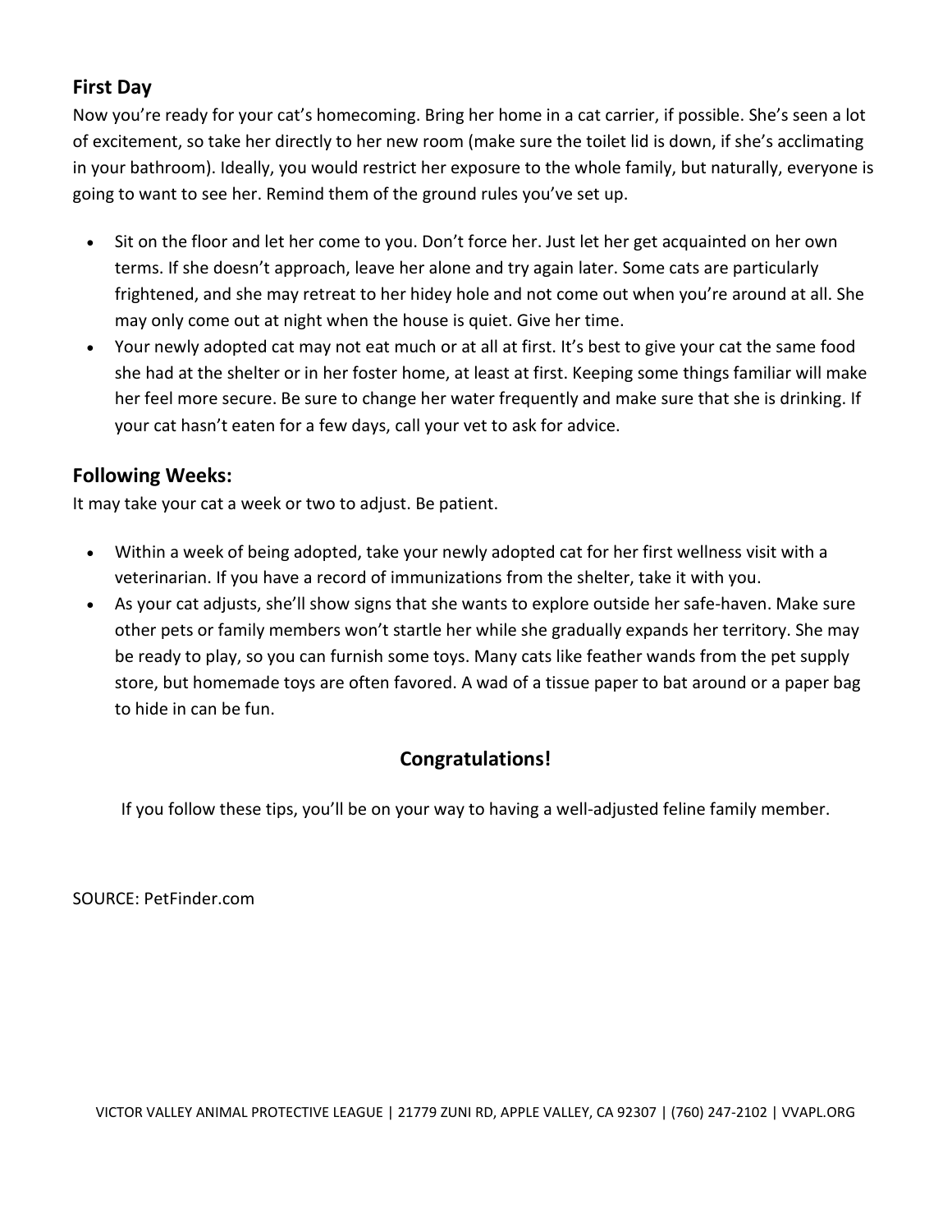## First Day

Now you're ready for your cat's homecoming. Bring her home in a cat carrier, if possible. She's seen a lot of excitement, so take her directly to her new room (make sure the toilet lid is down, if she's acclimating in your bathroom). Ideally, you would restrict her exposure to the whole family, but naturally, everyone is going to want to see her. Remind them of the ground rules you've set up.

- Sit on the floor and let her come to you. Don't force her. Just let her get acquainted on her own terms. If she doesn't approach, leave her alone and try again later. Some cats are particularly frightened, and she may retreat to her hidey hole and not come out when you're around at all. She may only come out at night when the house is quiet. Give her time.
- Your newly adopted cat may not eat much or at all at first. It's best to give your cat the same food she had at the shelter or in her foster home, at least at first. Keeping some things familiar will make her feel more secure. Be sure to change her water frequently and make sure that she is drinking. If your cat hasn't eaten for a few days, call your vet to ask for advice.

## Following Weeks:

It may take your cat a week or two to adjust. Be patient.

- Within a week of being adopted, take your newly adopted cat for her first wellness visit with a veterinarian. If you have a record of immunizations from the shelter, take it with you.
- As your cat adjusts, she'll show signs that she wants to explore outside her safe-haven. Make sure other pets or family members won't startle her while she gradually expands her territory. She may be ready to play, so you can furnish some toys. Many cats like feather wands from the pet supply store, but homemade toys are often favored. A wad of a tissue paper to bat around or a paper bag to hide in can be fun.

## Congratulations!

If you follow these tips, you'll be on your way to having a well-adjusted feline family member.

SOURCE: PetFinder.com

VICTOR VALLEY ANIMAL PROTECTIVE LEAGUE | 21779 ZUNI RD, APPLE VALLEY, CA 92307 | (760) 247-2102 | VVAPL.ORG